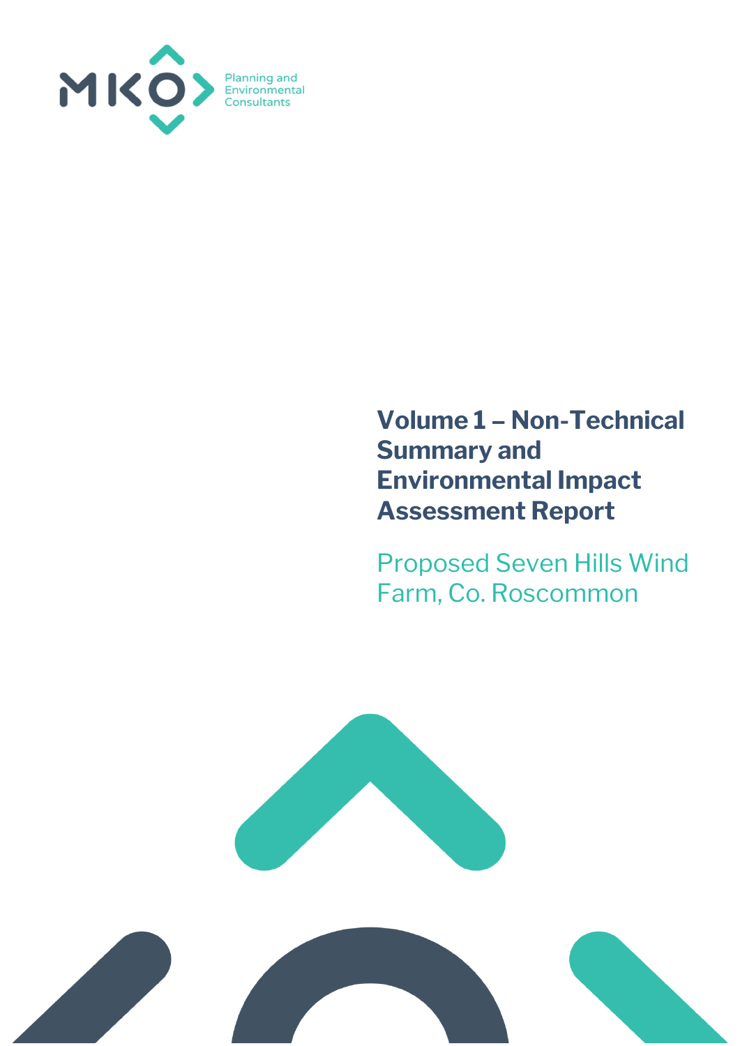MKO Planning and Environmental Consultants

# Volume 1 – Non-Technical Summary and Environmental Impact Assessment Report

## Proposed Seven Hills Wind Farm, Co. Roscommon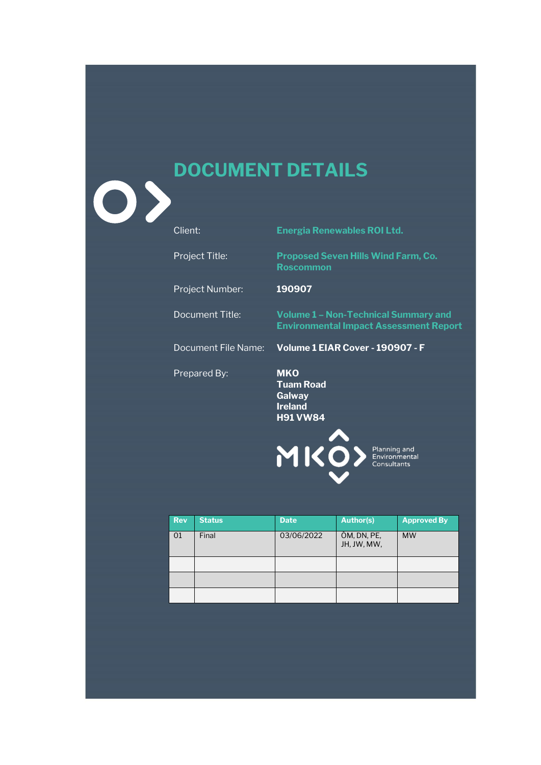# DOCUMENT DETAILS

| | |
|---|---|
| Client: | **Energia Renewables ROI Ltd.** |
| Project Title: | **Proposed Seven Hills Wind Farm, Co. Roscommon** |
| Project Number: | **190907** |
| Document Title: | **Volume 1 – Non-Technical Summary and Environmental Impact Assessment Report** |
| Document File Name: | **Volume 1 EIAR Cover - 190907 - F** |
| Prepared By: | **MKO**<br>**Tuam Road**<br>**Galway**<br>**Ireland**<br>**H91 VW84** |

MKO Planning and Environmental Consultants

| Rev | Status | Date | Author(s) | Approved By |
|---|---|---|---|---|
| 01 | Final | 03/06/2022 | ÒM, DN, PE, JH, JW, MW, | MW |
| | | | | |
| | | | | |
| | | | | |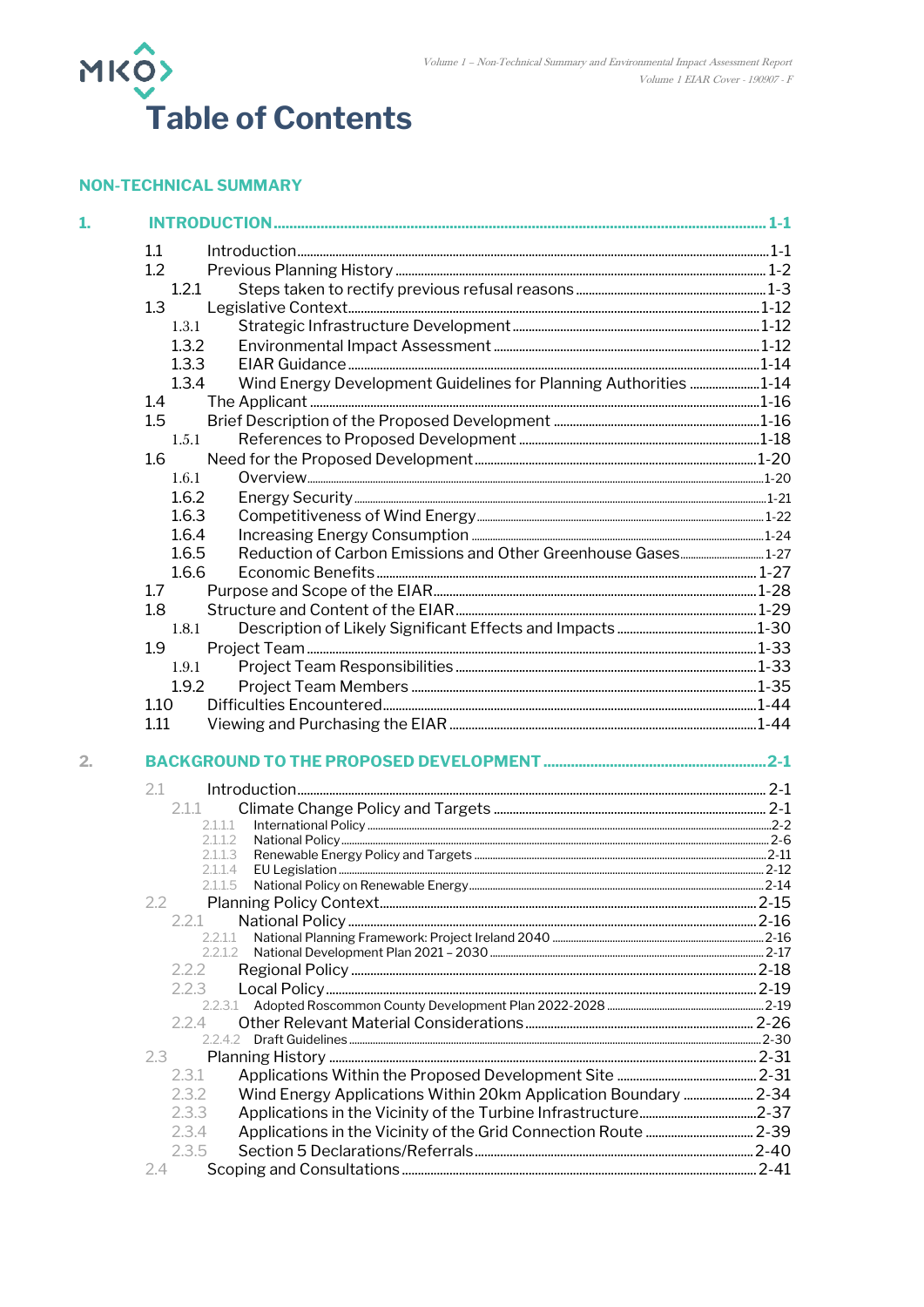# Table of Contents

## NON-TECHNICAL SUMMARY

**1. INTRODUCTION ........................................ 1-1**

- 1.1 Introduction ........................................ 1-1
- 1.2 Previous Planning History ........................................ 1-2
  - 1.2.1 Steps taken to rectify previous refusal reasons ........................................ 1-3
- 1.3 Legislative Context ........................................ 1-12
  - 1.3.1 Strategic Infrastructure Development ........................................ 1-12
  - 1.3.2 Environmental Impact Assessment ........................................ 1-12
  - 1.3.3 EIAR Guidance ........................................ 1-14
  - 1.3.4 Wind Energy Development Guidelines for Planning Authorities ........................................ 1-14
- 1.4 The Applicant ........................................ 1-16
- 1.5 Brief Description of the Proposed Development ........................................ 1-16
  - 1.5.1 References to Proposed Development ........................................ 1-18
- 1.6 Need for the Proposed Development ........................................ 1-20
  - 1.6.1 Overview ........................................ 1-20
  - 1.6.2 Energy Security ........................................ 1-21
  - 1.6.3 Competitiveness of Wind Energy ........................................ 1-22
  - 1.6.4 Increasing Energy Consumption ........................................ 1-24
  - 1.6.5 Reduction of Carbon Emissions and Other Greenhouse Gases ........................................ 1-27
  - 1.6.6 Economic Benefits ........................................ 1-27
- 1.7 Purpose and Scope of the EIAR ........................................ 1-28
- 1.8 Structure and Content of the EIAR ........................................ 1-29
  - 1.8.1 Description of Likely Significant Effects and Impacts ........................................ 1-30
- 1.9 Project Team ........................................ 1-33
  - 1.9.1 Project Team Responsibilities ........................................ 1-33
  - 1.9.2 Project Team Members ........................................ 1-35
- 1.10 Difficulties Encountered ........................................ 1-44
- 1.11 Viewing and Purchasing the EIAR ........................................ 1-44

**2. BACKGROUND TO THE PROPOSED DEVELOPMENT ........................................ 2-1**

- 2.1 Introduction ........................................ 2-1
  - 2.1.1 Climate Change Policy and Targets ........................................ 2-1
    - 2.1.1.1 International Policy ........................................ 2-2
    - 2.1.1.2 National Policy ........................................ 2-6
    - 2.1.1.3 Renewable Energy Policy and Targets ........................................ 2-11
    - 2.1.1.4 EU Legislation ........................................ 2-12
    - 2.1.1.5 National Policy on Renewable Energy ........................................ 2-14
- 2.2 Planning Policy Context ........................................ 2-15
  - 2.2.1 National Policy ........................................ 2-16
    - 2.2.1.1 National Planning Framework: Project Ireland 2040 ........................................ 2-16
    - 2.2.1.2 National Development Plan 2021 – 2030 ........................................ 2-17
  - 2.2.2 Regional Policy ........................................ 2-18
  - 2.2.3 Local Policy ........................................ 2-19
    - 2.2.3.1 Adopted Roscommon County Development Plan 2022-2028 ........................................ 2-19
  - 2.2.4 Other Relevant Material Considerations ........................................ 2-26
    - 2.2.4.2 Draft Guidelines ........................................ 2-30
- 2.3 Planning History ........................................ 2-31
  - 2.3.1 Applications Within the Proposed Development Site ........................................ 2-31
  - 2.3.2 Wind Energy Applications Within 20km Application Boundary ........................................ 2-34
  - 2.3.3 Applications in the Vicinity of the Turbine Infrastructure ........................................ 2-37
  - 2.3.4 Applications in the Vicinity of the Grid Connection Route ........................................ 2-39
  - 2.3.5 Section 5 Declarations/Referrals ........................................ 2-40
- 2.4 Scoping and Consultations ........................................ 2-41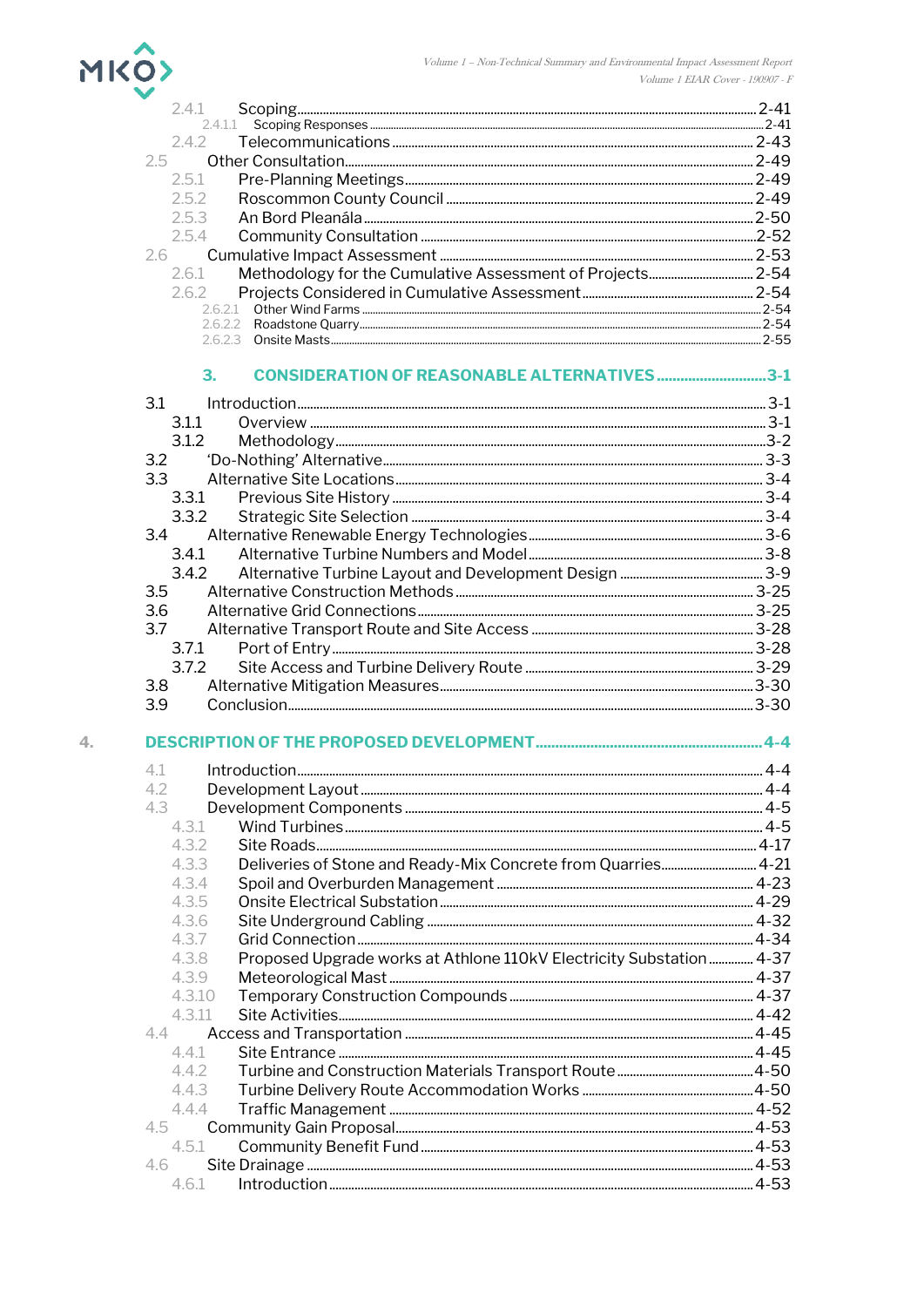2.4.1 Scoping ........ 2-41

2.4.1.1 Scoping Responses ........ 2-41

2.4.2 Telecommunications ........ 2-43

2.5 Other Consultation ........ 2-49

2.5.1 Pre-Planning Meetings ........ 2-49

2.5.2 Roscommon County Council ........ 2-49

2.5.3 An Bord Pleanála ........ 2-50

2.5.4 Community Consultation ........ 2-52

2.6 Cumulative Impact Assessment ........ 2-53

2.6.1 Methodology for the Cumulative Assessment of Projects ........ 2-54

2.6.2 Projects Considered in Cumulative Assessment ........ 2-54

2.6.2.1 Other Wind Farms ........ 2-54

2.6.2.2 Roadstone Quarry ........ 2-54

2.6.2.3 Onsite Masts ........ 2-55

## 3. CONSIDERATION OF REASONABLE ALTERNATIVES ........ 3-1

3.1 Introduction ........ 3-1

3.1.1 Overview ........ 3-1

3.1.2 Methodology ........ 3-2

3.2 'Do-Nothing' Alternative ........ 3-3

3.3 Alternative Site Locations ........ 3-4

3.3.1 Previous Site History ........ 3-4

3.3.2 Strategic Site Selection ........ 3-4

3.4 Alternative Renewable Energy Technologies ........ 3-6

3.4.1 Alternative Turbine Numbers and Model ........ 3-8

3.4.2 Alternative Turbine Layout and Development Design ........ 3-9

3.5 Alternative Construction Methods ........ 3-25

3.6 Alternative Grid Connections ........ 3-25

3.7 Alternative Transport Route and Site Access ........ 3-28

3.7.1 Port of Entry ........ 3-28

3.7.2 Site Access and Turbine Delivery Route ........ 3-29

3.8 Alternative Mitigation Measures ........ 3-30

3.9 Conclusion ........ 3-30

## 4. DESCRIPTION OF THE PROPOSED DEVELOPMENT ........ 4-4

4.1 Introduction ........ 4-4

4.2 Development Layout ........ 4-4

4.3 Development Components ........ 4-5

4.3.1 Wind Turbines ........ 4-5

4.3.2 Site Roads ........ 4-17

4.3.3 Deliveries of Stone and Ready-Mix Concrete from Quarries ........ 4-21

4.3.4 Spoil and Overburden Management ........ 4-23

4.3.5 Onsite Electrical Substation ........ 4-29

4.3.6 Site Underground Cabling ........ 4-32

4.3.7 Grid Connection ........ 4-34

4.3.8 Proposed Upgrade works at Athlone 110kV Electricity Substation ........ 4-37

4.3.9 Meteorological Mast ........ 4-37

4.3.10 Temporary Construction Compounds ........ 4-37

4.3.11 Site Activities ........ 4-42

4.4 Access and Transportation ........ 4-45

4.4.1 Site Entrance ........ 4-45

4.4.2 Turbine and Construction Materials Transport Route ........ 4-50

4.4.3 Turbine Delivery Route Accommodation Works ........ 4-50

4.4.4 Traffic Management ........ 4-52

4.5 Community Gain Proposal ........ 4-53

4.5.1 Community Benefit Fund ........ 4-53

4.6 Site Drainage ........ 4-53

4.6.1 Introduction ........ 4-53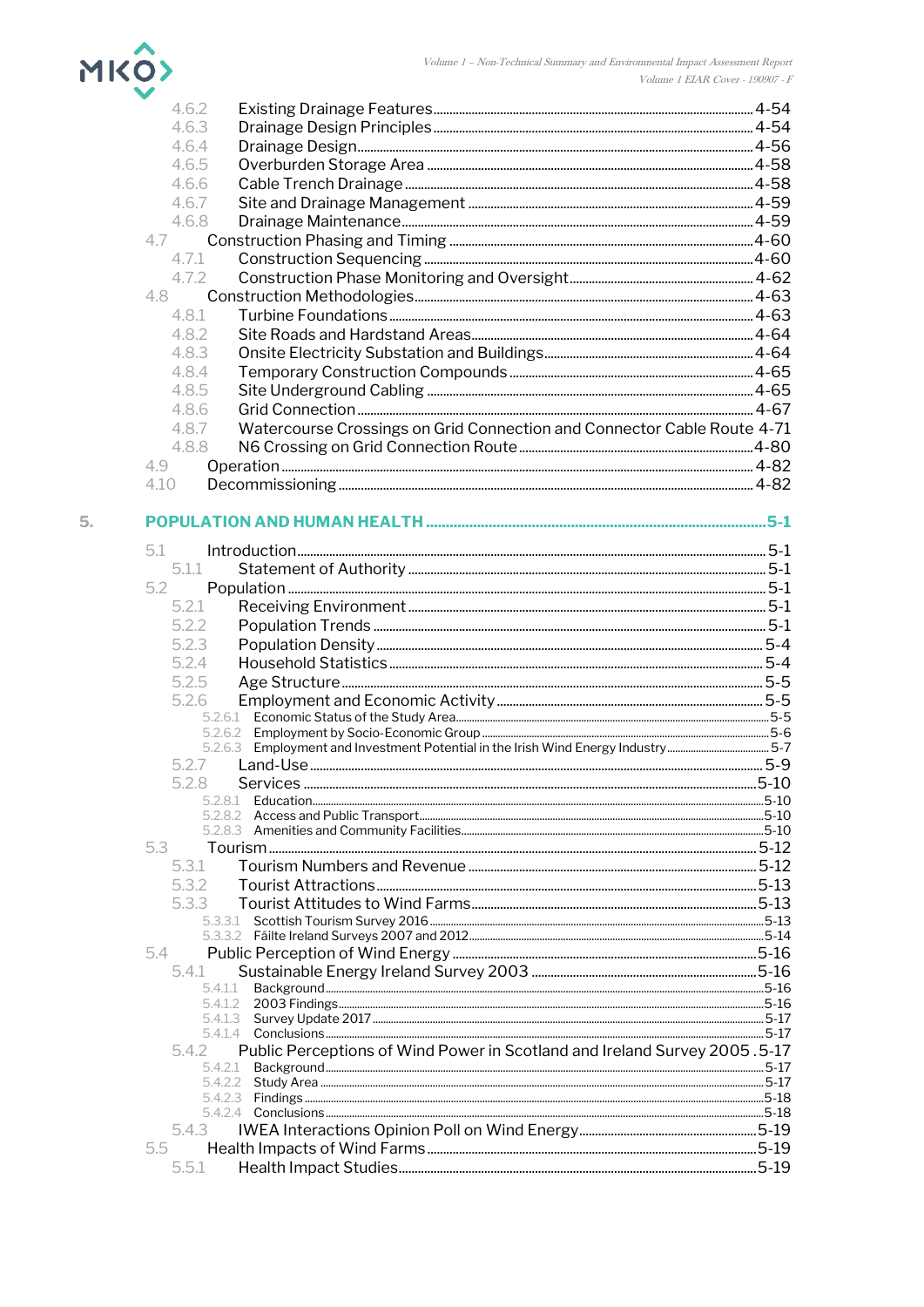- 4.6.2 Existing Drainage Features ... 4-54
- 4.6.3 Drainage Design Principles ... 4-54
- 4.6.4 Drainage Design ... 4-56
- 4.6.5 Overburden Storage Area ... 4-58
- 4.6.6 Cable Trench Drainage ... 4-58
- 4.6.7 Site and Drainage Management ... 4-59
- 4.6.8 Drainage Maintenance ... 4-59
- 4.7 Construction Phasing and Timing ... 4-60
  - 4.7.1 Construction Sequencing ... 4-60
  - 4.7.2 Construction Phase Monitoring and Oversight ... 4-62
- 4.8 Construction Methodologies ... 4-63
  - 4.8.1 Turbine Foundations ... 4-63
  - 4.8.2 Site Roads and Hardstand Areas ... 4-64
  - 4.8.3 Onsite Electricity Substation and Buildings ... 4-64
  - 4.8.4 Temporary Construction Compounds ... 4-65
  - 4.8.5 Site Underground Cabling ... 4-65
  - 4.8.6 Grid Connection ... 4-67
  - 4.8.7 Watercourse Crossings on Grid Connection and Connector Cable Route 4-71
  - 4.8.8 N6 Crossing on Grid Connection Route ... 4-80
- 4.9 Operation ... 4-82
- 4.10 Decommissioning ... 4-82

**5. POPULATION AND HUMAN HEALTH ... 5-1**

- 5.1 Introduction ... 5-1
  - 5.1.1 Statement of Authority ... 5-1
- 5.2 Population ... 5-1
  - 5.2.1 Receiving Environment ... 5-1
  - 5.2.2 Population Trends ... 5-1
  - 5.2.3 Population Density ... 5-4
  - 5.2.4 Household Statistics ... 5-4
  - 5.2.5 Age Structure ... 5-5
  - 5.2.6 Employment and Economic Activity ... 5-5
    - 5.2.6.1 Economic Status of the Study Area ... 5-5
    - 5.2.6.2 Employment by Socio-Economic Group ... 5-6
    - 5.2.6.3 Employment and Investment Potential in the Irish Wind Energy Industry ... 5-7
  - 5.2.7 Land-Use ... 5-9
  - 5.2.8 Services ... 5-10
    - 5.2.8.1 Education ... 5-10
    - 5.2.8.2 Access and Public Transport ... 5-10
    - 5.2.8.3 Amenities and Community Facilities ... 5-10
- 5.3 Tourism ... 5-12
  - 5.3.1 Tourism Numbers and Revenue ... 5-12
  - 5.3.2 Tourist Attractions ... 5-13
  - 5.3.3 Tourist Attitudes to Wind Farms ... 5-13
    - 5.3.3.1 Scottish Tourism Survey 2016 ... 5-13
    - 5.3.3.2 Fáilte Ireland Surveys 2007 and 2012 ... 5-14
- 5.4 Public Perception of Wind Energy ... 5-16
  - 5.4.1 Sustainable Energy Ireland Survey 2003 ... 5-16
    - 5.4.1.1 Background ... 5-16
    - 5.4.1.2 2003 Findings ... 5-16
    - 5.4.1.3 Survey Update 2017 ... 5-17
    - 5.4.1.4 Conclusions ... 5-17
  - 5.4.2 Public Perceptions of Wind Power in Scotland and Ireland Survey 2005 . 5-17
    - 5.4.2.1 Background ... 5-17
    - 5.4.2.2 Study Area ... 5-17
    - 5.4.2.3 Findings ... 5-18
    - 5.4.2.4 Conclusions ... 5-18
  - 5.4.3 IWEA Interactions Opinion Poll on Wind Energy ... 5-19
- 5.5 Health Impacts of Wind Farms ... 5-19
  - 5.5.1 Health Impact Studies ... 5-19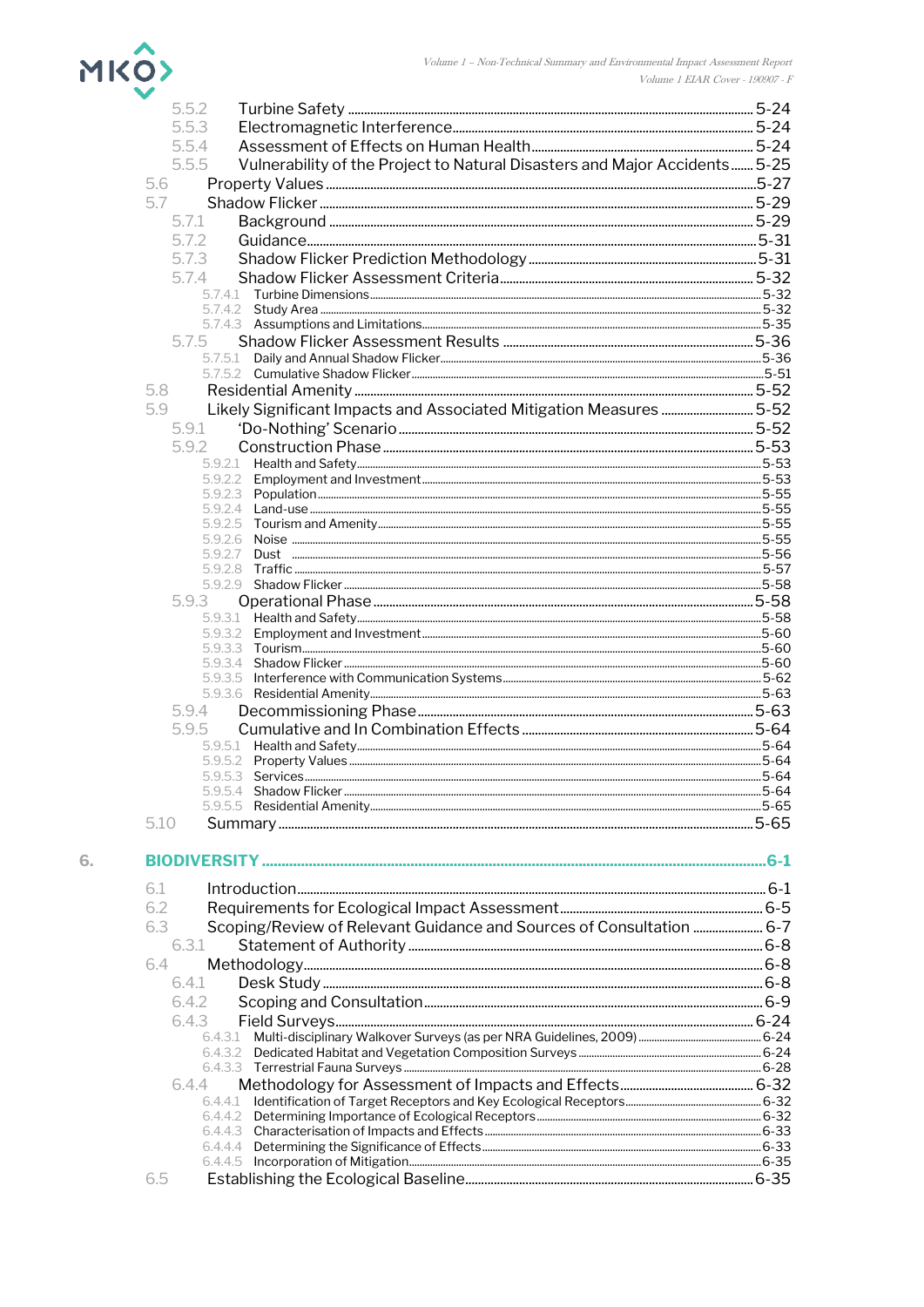5.5.2 Turbine Safety ..... 5-24
5.5.3 Electromagnetic Interference ..... 5-24
5.5.4 Assessment of Effects on Human Health ..... 5-24
5.5.5 Vulnerability of the Project to Natural Disasters and Major Accidents ..... 5-25
5.6 Property Values ..... 5-27
5.7 Shadow Flicker ..... 5-29
5.7.1 Background ..... 5-29
5.7.2 Guidance ..... 5-31
5.7.3 Shadow Flicker Prediction Methodology ..... 5-31
5.7.4 Shadow Flicker Assessment Criteria ..... 5-32
5.7.4.1 Turbine Dimensions ..... 5-32
5.7.4.2 Study Area ..... 5-32
5.7.4.3 Assumptions and Limitations ..... 5-35
5.7.5 Shadow Flicker Assessment Results ..... 5-36
5.7.5.1 Daily and Annual Shadow Flicker ..... 5-36
5.7.5.2 Cumulative Shadow Flicker ..... 5-51
5.8 Residential Amenity ..... 5-52
5.9 Likely Significant Impacts and Associated Mitigation Measures ..... 5-52
5.9.1 'Do-Nothing' Scenario ..... 5-52
5.9.2 Construction Phase ..... 5-53
5.9.2.1 Health and Safety ..... 5-53
5.9.2.2 Employment and Investment ..... 5-53
5.9.2.3 Population ..... 5-55
5.9.2.4 Land-use ..... 5-55
5.9.2.5 Tourism and Amenity ..... 5-55
5.9.2.6 Noise ..... 5-55
5.9.2.7 Dust ..... 5-56
5.9.2.8 Traffic ..... 5-57
5.9.2.9 Shadow Flicker ..... 5-58
5.9.3 Operational Phase ..... 5-58
5.9.3.1 Health and Safety ..... 5-58
5.9.3.2 Employment and Investment ..... 5-60
5.9.3.3 Tourism ..... 5-60
5.9.3.4 Shadow Flicker ..... 5-60
5.9.3.5 Interference with Communication Systems ..... 5-62
5.9.3.6 Residential Amenity ..... 5-63
5.9.4 Decommissioning Phase ..... 5-63
5.9.5 Cumulative and In Combination Effects ..... 5-64
5.9.5.1 Health and Safety ..... 5-64
5.9.5.2 Property Values ..... 5-64
5.9.5.3 Services ..... 5-64
5.9.5.4 Shadow Flicker ..... 5-64
5.9.5.5 Residential Amenity ..... 5-65
5.10 Summary ..... 5-65

6. **BIODIVERSITY ..... 6-1**

6.1 Introduction ..... 6-1
6.2 Requirements for Ecological Impact Assessment ..... 6-5
6.3 Scoping/Review of Relevant Guidance and Sources of Consultation ..... 6-7
6.3.1 Statement of Authority ..... 6-8
6.4 Methodology ..... 6-8
6.4.1 Desk Study ..... 6-8
6.4.2 Scoping and Consultation ..... 6-9
6.4.3 Field Surveys ..... 6-24
6.4.3.1 Multi-disciplinary Walkover Surveys (as per NRA Guidelines, 2009) ..... 6-24
6.4.3.2 Dedicated Habitat and Vegetation Composition Surveys ..... 6-24
6.4.3.3 Terrestrial Fauna Surveys ..... 6-28
6.4.4 Methodology for Assessment of Impacts and Effects ..... 6-32
6.4.4.1 Identification of Target Receptors and Key Ecological Receptors ..... 6-32
6.4.4.2 Determining Importance of Ecological Receptors ..... 6-32
6.4.4.3 Characterisation of Impacts and Effects ..... 6-33
6.4.4.4 Determining the Significance of Effects ..... 6-33
6.4.4.5 Incorporation of Mitigation ..... 6-35
6.5 Establishing the Ecological Baseline ..... 6-35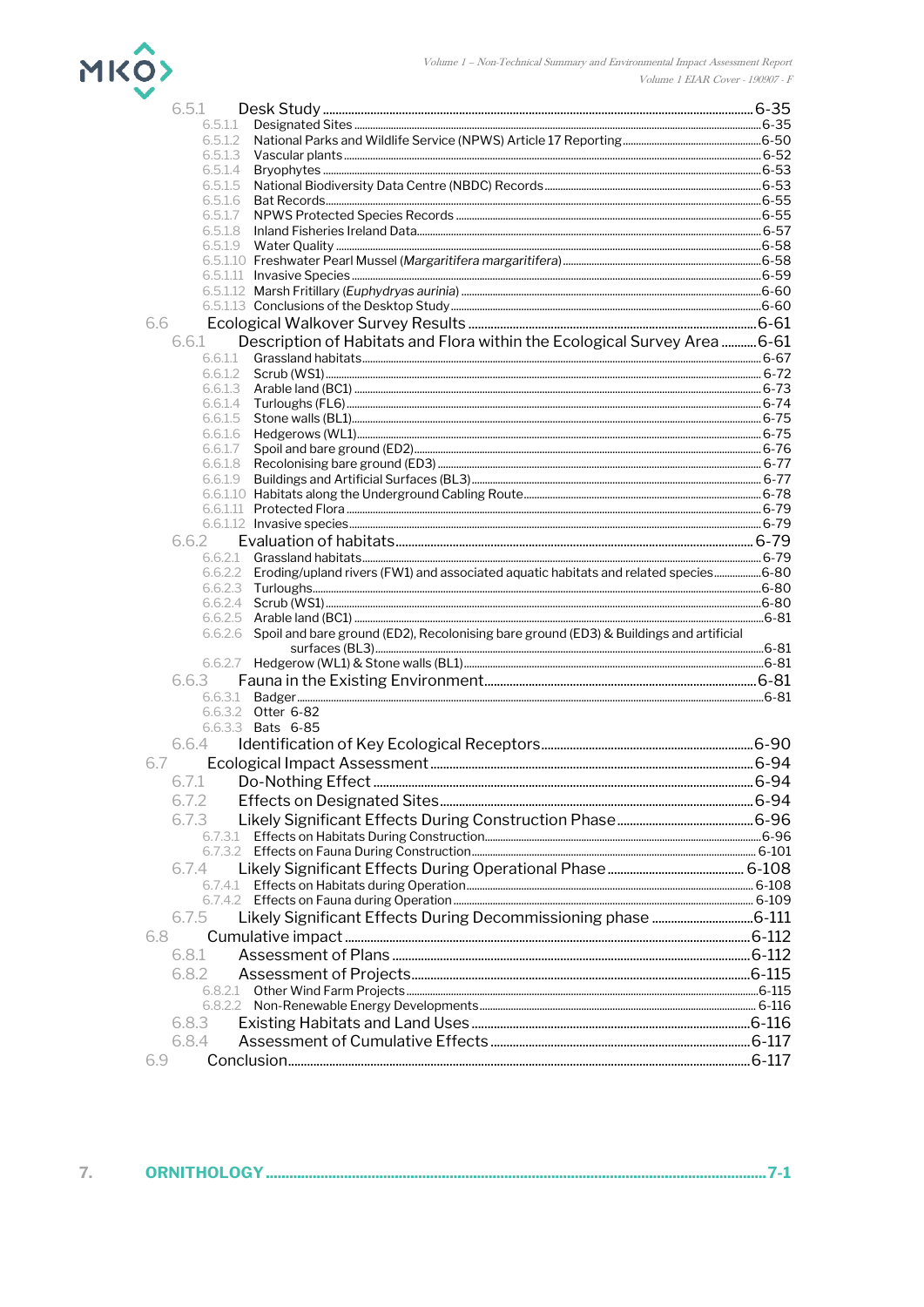6.5.1 Desk Study ... 6-35
- 6.5.1.1 Designated Sites ... 6-35
- 6.5.1.2 National Parks and Wildlife Service (NPWS) Article 17 Reporting ... 6-50
- 6.5.1.3 Vascular plants ... 6-52
- 6.5.1.4 Bryophytes ... 6-53
- 6.5.1.5 National Biodiversity Data Centre (NBDC) Records ... 6-53
- 6.5.1.6 Bat Records ... 6-55
- 6.5.1.7 NPWS Protected Species Records ... 6-55
- 6.5.1.8 Inland Fisheries Ireland Data ... 6-57
- 6.5.1.9 Water Quality ... 6-58
- 6.5.1.10 Freshwater Pearl Mussel (*Margaritifera margaritifera*) ... 6-58
- 6.5.1.11 Invasive Species ... 6-59
- 6.5.1.12 Marsh Fritillary (*Euphydryas aurinia*) ... 6-60
- 6.5.1.13 Conclusions of the Desktop Study ... 6-60

6.6 Ecological Walkover Survey Results ... 6-61

6.6.1 Description of Habitats and Flora within the Ecological Survey Area ... 6-61
- 6.6.1.1 Grassland habitats ... 6-67
- 6.6.1.2 Scrub (WS1) ... 6-72
- 6.6.1.3 Arable land (BC1) ... 6-73
- 6.6.1.4 Turloughs (FL6) ... 6-74
- 6.6.1.5 Stone walls (BL1) ... 6-75
- 6.6.1.6 Hedgerows (WL1) ... 6-75
- 6.6.1.7 Spoil and bare ground (ED2) ... 6-76
- 6.6.1.8 Recolonising bare ground (ED3) ... 6-77
- 6.6.1.9 Buildings and Artificial Surfaces (BL3) ... 6-77
- 6.6.1.10 Habitats along the Underground Cabling Route ... 6-78
- 6.6.1.11 Protected Flora ... 6-79
- 6.6.1.12 Invasive species ... 6-79

6.6.2 Evaluation of habitats ... 6-79
- 6.6.2.1 Grassland habitats ... 6-79
- 6.6.2.2 Eroding/upland rivers (FW1) and associated aquatic habitats and related species ... 6-80
- 6.6.2.3 Turloughs ... 6-80
- 6.6.2.4 Scrub (WS1) ... 6-80
- 6.6.2.5 Arable land (BC1) ... 6-81
- 6.6.2.6 Spoil and bare ground (ED2), Recolonising bare ground (ED3) & Buildings and artificial surfaces (BL3) ... 6-81
- 6.6.2.7 Hedgerow (WL1) & Stone walls (BL1) ... 6-81

6.6.3 Fauna in the Existing Environment ... 6-81
- 6.6.3.1 Badger ... 6-81
- 6.6.3.2 Otter 6-82
- 6.6.3.3 Bats 6-85

6.6.4 Identification of Key Ecological Receptors ... 6-90

6.7 Ecological Impact Assessment ... 6-94

6.7.1 Do-Nothing Effect ... 6-94

6.7.2 Effects on Designated Sites ... 6-94

6.7.3 Likely Significant Effects During Construction Phase ... 6-96
- 6.7.3.1 Effects on Habitats During Construction ... 6-96
- 6.7.3.2 Effects on Fauna During Construction ... 6-101

6.7.4 Likely Significant Effects During Operational Phase ... 6-108
- 6.7.4.1 Effects on Habitats during Operation ... 6-108
- 6.7.4.2 Effects on Fauna during Operation ... 6-109

6.7.5 Likely Significant Effects During Decommissioning phase ... 6-111

6.8 Cumulative impact ... 6-112

6.8.1 Assessment of Plans ... 6-112

6.8.2 Assessment of Projects ... 6-115
- 6.8.2.1 Other Wind Farm Projects ... 6-115
- 6.8.2.2 Non-Renewable Energy Developments ... 6-116

6.8.3 Existing Habitats and Land Uses ... 6-116

6.8.4 Assessment of Cumulative Effects ... 6-117

6.9 Conclusion ... 6-117

7. **ORNITHOLOGY ... 7-1**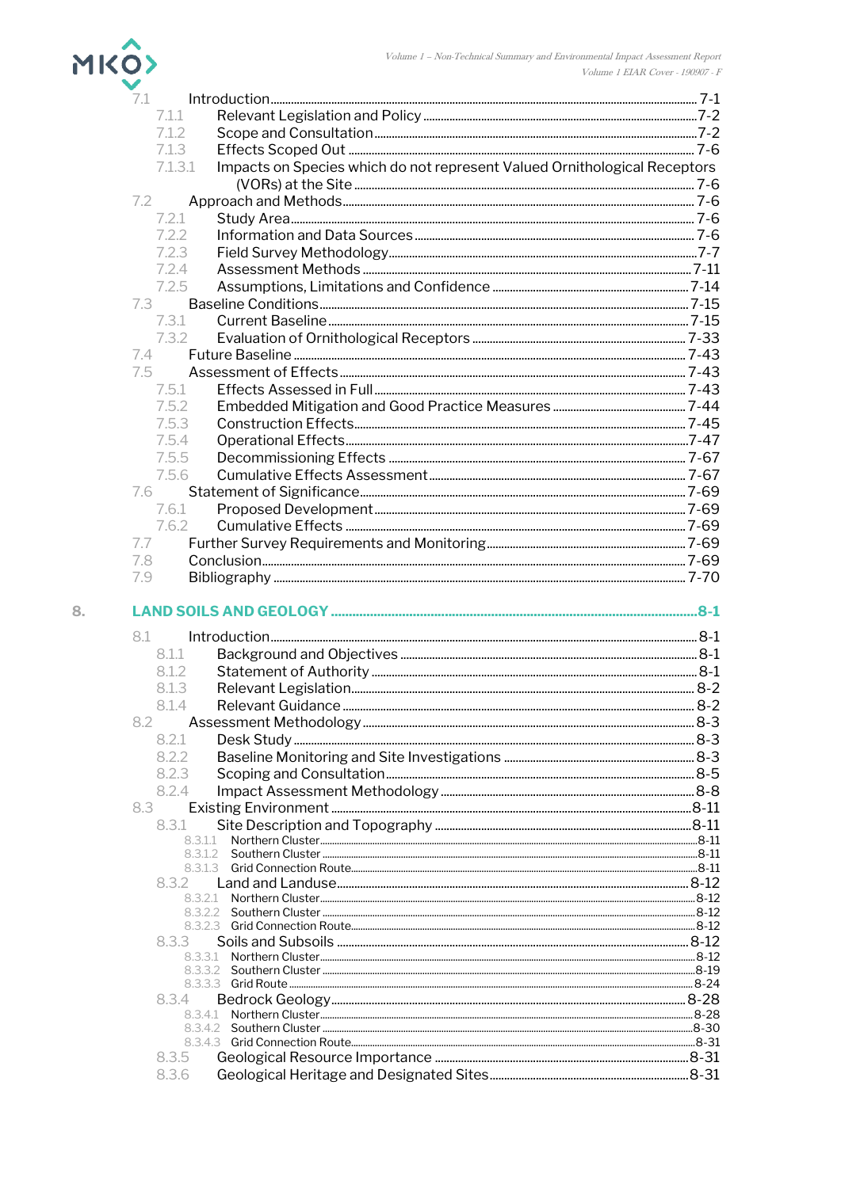7.1 Introduction ........ 7-1
- 7.1.1 Relevant Legislation and Policy ........ 7-2
- 7.1.2 Scope and Consultation ........ 7-2
- 7.1.3 Effects Scoped Out ........ 7-6
- 7.1.3.1 Impacts on Species which do not represent Valued Ornithological Receptors (VORs) at the Site ........ 7-6

7.2 Approach and Methods ........ 7-6
- 7.2.1 Study Area ........ 7-6
- 7.2.2 Information and Data Sources ........ 7-6
- 7.2.3 Field Survey Methodology ........ 7-7
- 7.2.4 Assessment Methods ........ 7-11
- 7.2.5 Assumptions, Limitations and Confidence ........ 7-14

7.3 Baseline Conditions ........ 7-15
- 7.3.1 Current Baseline ........ 7-15
- 7.3.2 Evaluation of Ornithological Receptors ........ 7-33

7.4 Future Baseline ........ 7-43

7.5 Assessment of Effects ........ 7-43
- 7.5.1 Effects Assessed in Full ........ 7-43
- 7.5.2 Embedded Mitigation and Good Practice Measures ........ 7-44
- 7.5.3 Construction Effects ........ 7-45
- 7.5.4 Operational Effects ........ 7-47
- 7.5.5 Decommissioning Effects ........ 7-67
- 7.5.6 Cumulative Effects Assessment ........ 7-67

7.6 Statement of Significance ........ 7-69
- 7.6.1 Proposed Development ........ 7-69
- 7.6.2 Cumulative Effects ........ 7-69

7.7 Further Survey Requirements and Monitoring ........ 7-69

7.8 Conclusion ........ 7-69

7.9 Bibliography ........ 7-70

## 8. LAND SOILS AND GEOLOGY ........ 8-1

8.1 Introduction ........ 8-1
- 8.1.1 Background and Objectives ........ 8-1
- 8.1.2 Statement of Authority ........ 8-1
- 8.1.3 Relevant Legislation ........ 8-2
- 8.1.4 Relevant Guidance ........ 8-2

8.2 Assessment Methodology ........ 8-3
- 8.2.1 Desk Study ........ 8-3
- 8.2.2 Baseline Monitoring and Site Investigations ........ 8-3
- 8.2.3 Scoping and Consultation ........ 8-5
- 8.2.4 Impact Assessment Methodology ........ 8-8

8.3 Existing Environment ........ 8-11
- 8.3.1 Site Description and Topography ........ 8-11
  - 8.3.1.1 Northern Cluster ........ 8-11
  - 8.3.1.2 Southern Cluster ........ 8-11
  - 8.3.1.3 Grid Connection Route ........ 8-11
- 8.3.2 Land and Landuse ........ 8-12
  - 8.3.2.1 Northern Cluster ........ 8-12
  - 8.3.2.2 Southern Cluster ........ 8-12
  - 8.3.2.3 Grid Connection Route ........ 8-12
- 8.3.3 Soils and Subsoils ........ 8-12
  - 8.3.3.1 Northern Cluster ........ 8-12
  - 8.3.3.2 Southern Cluster ........ 8-19
  - 8.3.3.3 Grid Route ........ 8-24
- 8.3.4 Bedrock Geology ........ 8-28
  - 8.3.4.1 Northern Cluster ........ 8-28
  - 8.3.4.2 Southern Cluster ........ 8-30
  - 8.3.4.3 Grid Connection Route ........ 8-31
- 8.3.5 Geological Resource Importance ........ 8-31
- 8.3.6 Geological Heritage and Designated Sites ........ 8-31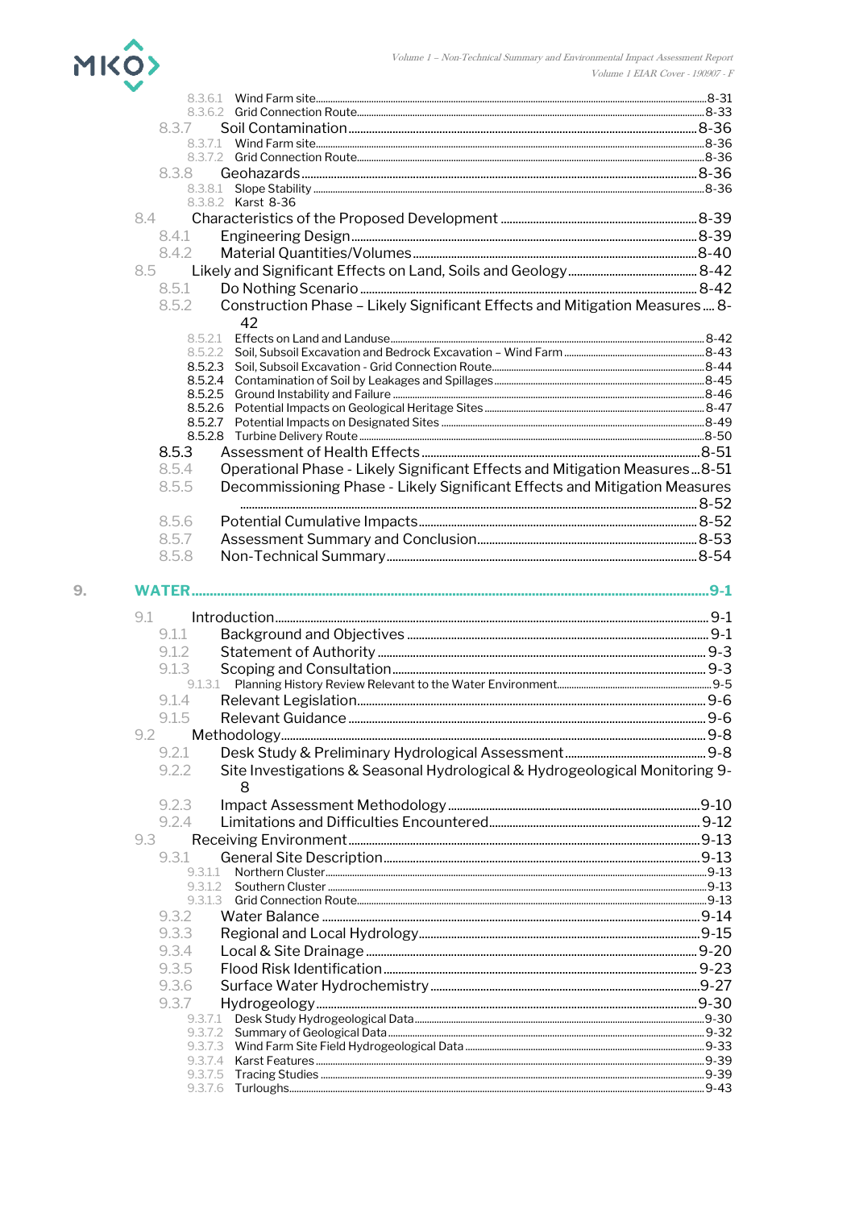8.3.6.1 Wind Farm site ........ 8-31
8.3.6.2 Grid Connection Route ........ 8-33
8.3.7 Soil Contamination ........ 8-36
8.3.7.1 Wind Farm site ........ 8-36
8.3.7.2 Grid Connection Route ........ 8-36
8.3.8 Geohazards ........ 8-36
8.3.8.1 Slope Stability ........ 8-36
8.3.8.2 Karst 8-36
8.4 Characteristics of the Proposed Development ........ 8-39
8.4.1 Engineering Design ........ 8-39
8.4.2 Material Quantities/Volumes ........ 8-40
8.5 Likely and Significant Effects on Land, Soils and Geology ........ 8-42
8.5.1 Do Nothing Scenario ........ 8-42
8.5.2 Construction Phase – Likely Significant Effects and Mitigation Measures ........ 8-42
8.5.2.1 Effects on Land and Landuse ........ 8-42
8.5.2.2 Soil, Subsoil Excavation and Bedrock Excavation – Wind Farm ........ 8-43
8.5.2.3 Soil, Subsoil Excavation - Grid Connection Route ........ 8-44
8.5.2.4 Contamination of Soil by Leakages and Spillages ........ 8-45
8.5.2.5 Ground Instability and Failure ........ 8-46
8.5.2.6 Potential Impacts on Geological Heritage Sites ........ 8-47
8.5.2.7 Potential Impacts on Designated Sites ........ 8-49
8.5.2.8 Turbine Delivery Route ........ 8-50
8.5.3 Assessment of Health Effects ........ 8-51
8.5.4 Operational Phase - Likely Significant Effects and Mitigation Measures ........ 8-51
8.5.5 Decommissioning Phase - Likely Significant Effects and Mitigation Measures ........ 8-52
8.5.6 Potential Cumulative Impacts ........ 8-52
8.5.7 Assessment Summary and Conclusion ........ 8-53
8.5.8 Non-Technical Summary ........ 8-54

**9. WATER ........ 9-1**

9.1 Introduction ........ 9-1
9.1.1 Background and Objectives ........ 9-1
9.1.2 Statement of Authority ........ 9-3
9.1.3 Scoping and Consultation ........ 9-3
9.1.3.1 Planning History Review Relevant to the Water Environment ........ 9-5
9.1.4 Relevant Legislation ........ 9-6
9.1.5 Relevant Guidance ........ 9-6
9.2 Methodology ........ 9-8
9.2.1 Desk Study & Preliminary Hydrological Assessment ........ 9-8
9.2.2 Site Investigations & Seasonal Hydrological & Hydrogeological Monitoring 9-8
9.2.3 Impact Assessment Methodology ........ 9-10
9.2.4 Limitations and Difficulties Encountered ........ 9-12
9.3 Receiving Environment ........ 9-13
9.3.1 General Site Description ........ 9-13
9.3.1.1 Northern Cluster ........ 9-13
9.3.1.2 Southern Cluster ........ 9-13
9.3.1.3 Grid Connection Route ........ 9-13
9.3.2 Water Balance ........ 9-14
9.3.3 Regional and Local Hydrology ........ 9-15
9.3.4 Local & Site Drainage ........ 9-20
9.3.5 Flood Risk Identification ........ 9-23
9.3.6 Surface Water Hydrochemistry ........ 9-27
9.3.7 Hydrogeology ........ 9-30
9.3.7.1 Desk Study Hydrogeological Data ........ 9-30
9.3.7.2 Summary of Geological Data ........ 9-32
9.3.7.3 Wind Farm Site Field Hydrogeological Data ........ 9-33
9.3.7.4 Karst Features ........ 9-39
9.3.7.5 Tracing Studies ........ 9-39
9.3.7.6 Turloughs ........ 9-43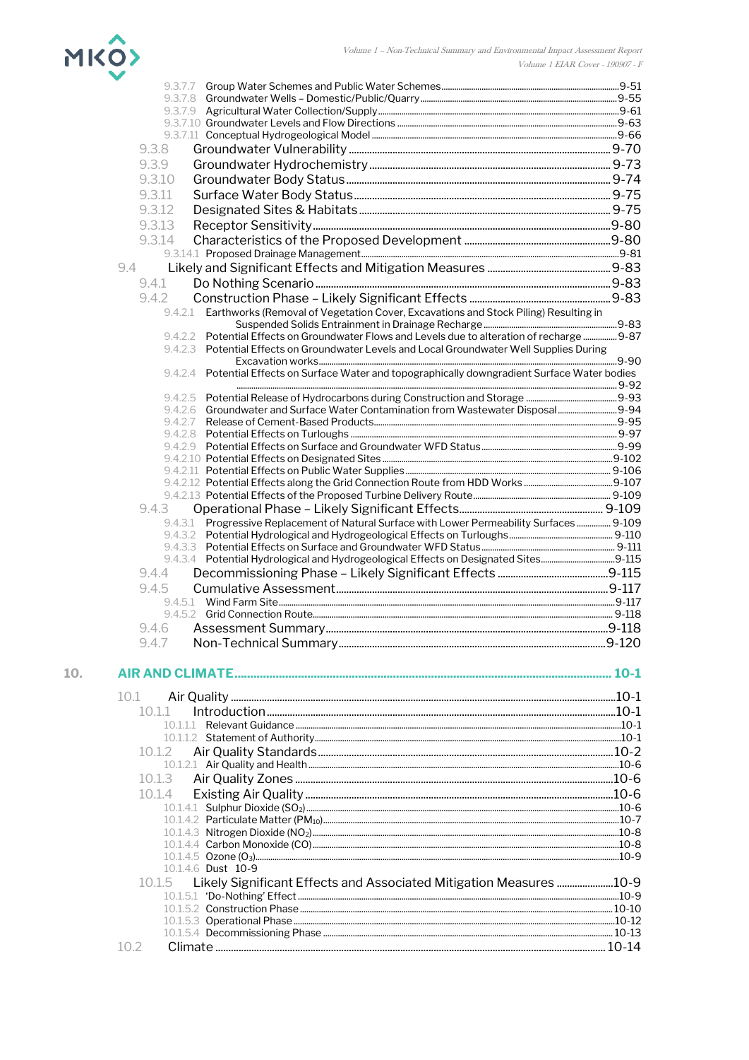9.3.7.7 Group Water Schemes and Public Water Schemes ....... 9-51
9.3.7.8 Groundwater Wells – Domestic/Public/Quarry ....... 9-55
9.3.7.9 Agricultural Water Collection/Supply ....... 9-61
9.3.7.10 Groundwater Levels and Flow Directions ....... 9-63
9.3.7.11 Conceptual Hydrogeological Model ....... 9-66

9.3.8 Groundwater Vulnerability ....... 9-70
9.3.9 Groundwater Hydrochemistry ....... 9-73
9.3.10 Groundwater Body Status ....... 9-74
9.3.11 Surface Water Body Status ....... 9-75
9.3.12 Designated Sites & Habitats ....... 9-75
9.3.13 Receptor Sensitivity ....... 9-80
9.3.14 Characteristics of the Proposed Development ....... 9-80
9.3.14.1 Proposed Drainage Management ....... 9-81

9.4 Likely and Significant Effects and Mitigation Measures ....... 9-83
9.4.1 Do Nothing Scenario ....... 9-83
9.4.2 Construction Phase – Likely Significant Effects ....... 9-83
9.4.2.1 Earthworks (Removal of Vegetation Cover, Excavations and Stock Piling) Resulting in Suspended Solids Entrainment in Drainage Recharge ....... 9-83
9.4.2.2 Potential Effects on Groundwater Flows and Levels due to alteration of recharge ....... 9-87
9.4.2.3 Potential Effects on Groundwater Levels and Local Groundwater Well Supplies During Excavation works ....... 9-90
9.4.2.4 Potential Effects on Surface Water and topographically downgradient Surface Water bodies ....... 9-92
9.4.2.5 Potential Release of Hydrocarbons during Construction and Storage ....... 9-93
9.4.2.6 Groundwater and Surface Water Contamination from Wastewater Disposal ....... 9-94
9.4.2.7 Release of Cement-Based Products ....... 9-95
9.4.2.8 Potential Effects on Turloughs ....... 9-97
9.4.2.9 Potential Effects on Surface and Groundwater WFD Status ....... 9-99
9.4.2.10 Potential Effects on Designated Sites ....... 9-102
9.4.2.11 Potential Effects on Public Water Supplies ....... 9-106
9.4.2.12 Potential Effects along the Grid Connection Route from HDD Works ....... 9-107
9.4.2.13 Potential Effects of the Proposed Turbine Delivery Route ....... 9-109
9.4.3 Operational Phase – Likely Significant Effects ....... 9-109
9.4.3.1 Progressive Replacement of Natural Surface with Lower Permeability Surfaces ....... 9-109
9.4.3.2 Potential Hydrological and Hydrogeological Effects on Turloughs ....... 9-110
9.4.3.3 Potential Effects on Surface and Groundwater WFD Status ....... 9-111
9.4.3.4 Potential Hydrological and Hydrogeological Effects on Designated Sites ....... 9-115
9.4.4 Decommissioning Phase – Likely Significant Effects ....... 9-115
9.4.5 Cumulative Assessment ....... 9-117
9.4.5.1 Wind Farm Site ....... 9-117
9.4.5.2 Grid Connection Route ....... 9-118
9.4.6 Assessment Summary ....... 9-118
9.4.7 Non-Technical Summary ....... 9-120

## 10. AIR AND CLIMATE ....... 10-1

10.1 Air Quality ....... 10-1
10.1.1 Introduction ....... 10-1
10.1.1.1 Relevant Guidance ....... 10-1
10.1.1.2 Statement of Authority ....... 10-1
10.1.2 Air Quality Standards ....... 10-2
10.1.2.1 Air Quality and Health ....... 10-6
10.1.3 Air Quality Zones ....... 10-6
10.1.4 Existing Air Quality ....... 10-6
10.1.4.1 Sulphur Dioxide ($SO_2$) ....... 10-6
10.1.4.2 Particulate Matter ($PM_{10}$) ....... 10-7
10.1.4.3 Nitrogen Dioxide ($NO_2$) ....... 10-8
10.1.4.4 Carbon Monoxide (CO) ....... 10-8
10.1.4.5 Ozone ($O_3$) ....... 10-9
10.1.4.6 Dust 10-9
10.1.5 Likely Significant Effects and Associated Mitigation Measures ....... 10-9
10.1.5.1 'Do-Nothing' Effect ....... 10-9
10.1.5.2 Construction Phase ....... 10-10
10.1.5.3 Operational Phase ....... 10-12
10.1.5.4 Decommissioning Phase ....... 10-13

10.2 Climate ....... 10-14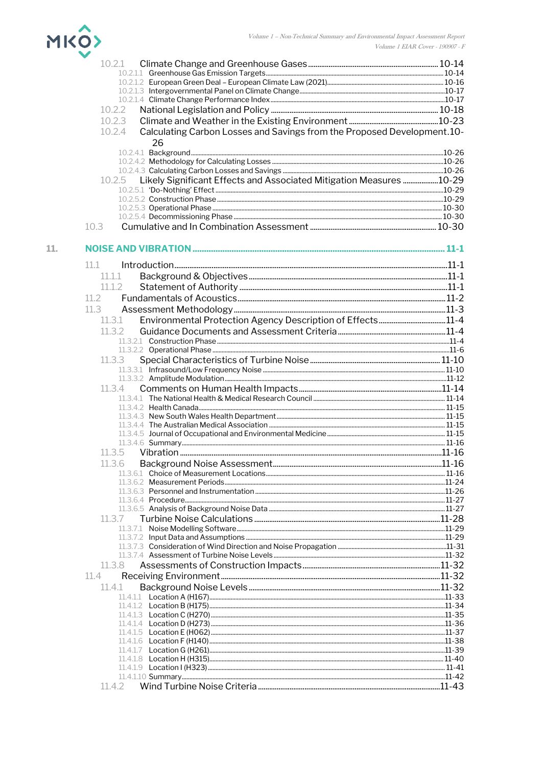10.2.1 Climate Change and Greenhouse Gases ........ 10-14
10.2.1.1 Greenhouse Gas Emission Targets ........ 10-14
10.2.1.2 European Green Deal – European Climate Law (2021) ........ 10-16
10.2.1.3 Intergovernmental Panel on Climate Change ........ 10-17
10.2.1.4 Climate Change Performance Index ........ 10-17
10.2.2 National Legislation and Policy ........ 10-18
10.2.3 Climate and Weather in the Existing Environment ........ 10-23
10.2.4 Calculating Carbon Losses and Savings from the Proposed Development ........ 10-26
10.2.4.1 Background ........ 10-26
10.2.4.2 Methodology for Calculating Losses ........ 10-26
10.2.4.3 Calculating Carbon Losses and Savings ........ 10-26
10.2.5 Likely Significant Effects and Associated Mitigation Measures ........ 10-29
10.2.5.1 'Do-Nothing' Effect ........ 10-29
10.2.5.2 Construction Phase ........ 10-29
10.2.5.3 Operational Phase ........ 10-30
10.2.5.4 Decommissioning Phase ........ 10-30
10.3 Cumulative and In Combination Assessment ........ 10-30

**11. NOISE AND VIBRATION ........ 11-1**

11.1 Introduction ........ 11-1
11.1.1 Background & Objectives ........ 11-1
11.1.2 Statement of Authority ........ 11-1
11.2 Fundamentals of Acoustics ........ 11-2
11.3 Assessment Methodology ........ 11-3
11.3.1 Environmental Protection Agency Description of Effects ........ 11-4
11.3.2 Guidance Documents and Assessment Criteria ........ 11-4
11.3.2.1 Construction Phase ........ 11-4
11.3.2.2 Operational Phase ........ 11-6
11.3.3 Special Characteristics of Turbine Noise ........ 11-10
11.3.3.1 Infrasound/Low Frequency Noise ........ 11-10
11.3.3.2 Amplitude Modulation ........ 11-12
11.3.4 Comments on Human Health Impacts ........ 11-14
11.3.4.1 The National Health & Medical Research Council ........ 11-14
11.3.4.2 Health Canada ........ 11-15
11.3.4.3 New South Wales Health Department ........ 11-15
11.3.4.4 The Australian Medical Association ........ 11-15
11.3.4.5 Journal of Occupational and Environmental Medicine ........ 11-15
11.3.4.6 Summary ........ 11-16
11.3.5 Vibration ........ 11-16
11.3.6 Background Noise Assessment ........ 11-16
11.3.6.1 Choice of Measurement Locations ........ 11-16
11.3.6.2 Measurement Periods ........ 11-24
11.3.6.3 Personnel and Instrumentation ........ 11-26
11.3.6.4 Procedure ........ 11-27
11.3.6.5 Analysis of Background Noise Data ........ 11-27
11.3.7 Turbine Noise Calculations ........ 11-28
11.3.7.1 Noise Modelling Software ........ 11-29
11.3.7.2 Input Data and Assumptions ........ 11-29
11.3.7.3 Consideration of Wind Direction and Noise Propagation ........ 11-31
11.3.7.4 Assessment of Turbine Noise Levels ........ 11-32
11.3.8 Assessments of Construction Impacts ........ 11-32
11.4 Receiving Environment ........ 11-32
11.4.1 Background Noise Levels ........ 11-32
11.4.1.1 Location A (H167) ........ 11-33
11.4.1.2 Location B (H175) ........ 11-34
11.4.1.3 Location C (H270) ........ 11-35
11.4.1.4 Location D (H273) ........ 11-36
11.4.1.5 Location E (H062) ........ 11-37
11.4.1.6 Location F (H140) ........ 11-38
11.4.1.7 Location G (H261) ........ 11-39
11.4.1.8 Location H (H315) ........ 11-40
11.4.1.9 Location I (H323) ........ 11-41
11.4.1.10 Summary ........ 11-42
11.4.2 Wind Turbine Noise Criteria ........ 11-43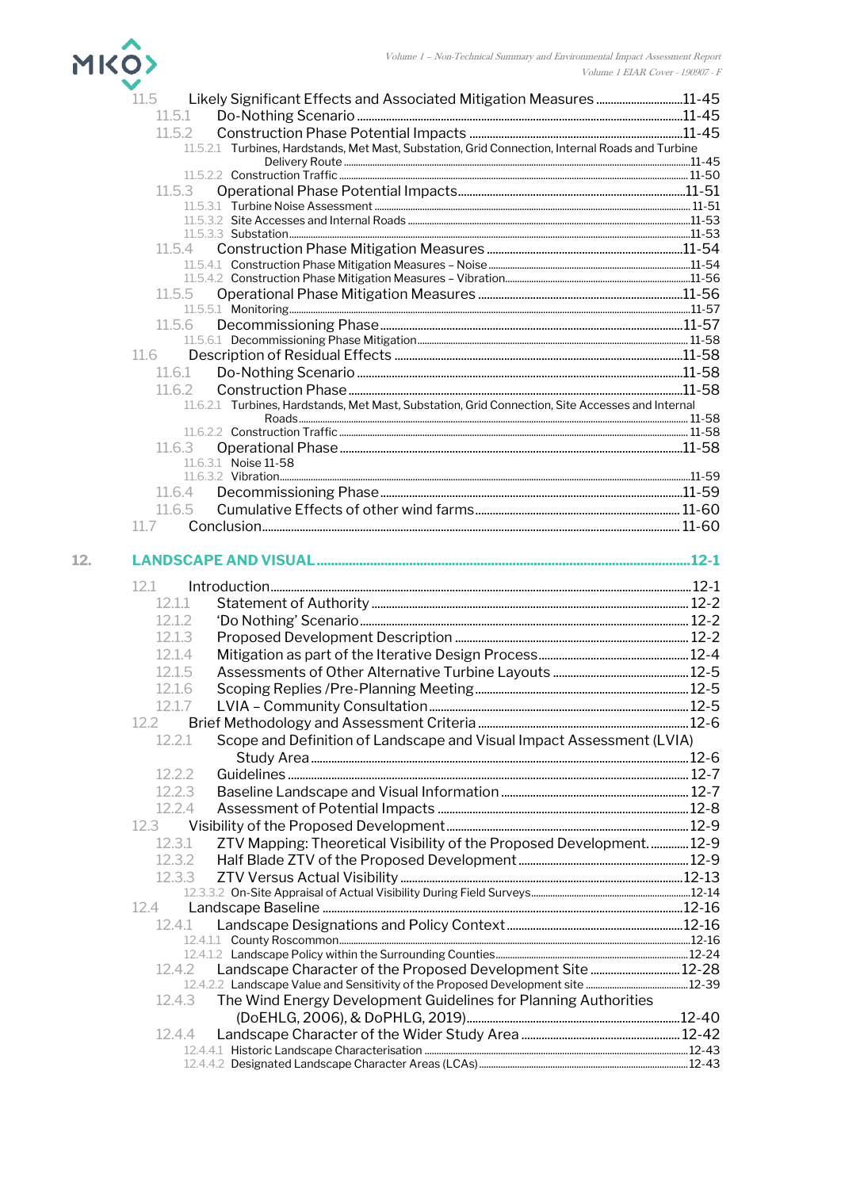- 11.5 Likely Significant Effects and Associated Mitigation Measures ............................. 11-45
  - 11.5.1 Do-Nothing Scenario .............................................................................................. 11-45
  - 11.5.2 Construction Phase Potential Impacts ........................................................... 11-45
    - 11.5.2.1 Turbines, Hardstands, Met Mast, Substation, Grid Connection, Internal Roads and Turbine Delivery Route ............................................................................................................ 11-45
    - 11.5.2.2 Construction Traffic .................................................................................................... 11-50
  - 11.5.3 Operational Phase Potential Impacts ............................................................. 11-51
    - 11.5.3.1 Turbine Noise Assessment ....................................................................................... 11-51
    - 11.5.3.2 Site Accesses and Internal Roads ........................................................................ 11-53
    - 11.5.3.3 Substation ...................................................................................................................... 11-53
  - 11.5.4 Construction Phase Mitigation Measures ..................................................... 11-54
    - 11.5.4.1 Construction Phase Mitigation Measures – Noise ........................................... 11-54
    - 11.5.4.2 Construction Phase Mitigation Measures – Vibration ..................................... 11-56
  - 11.5.5 Operational Phase Mitigation Measures ......................................................... 11-56
    - 11.5.5.1 Monitoring ....................................................................................................................... 11-57
  - 11.5.6 Decommissioning Phase ....................................................................................... 11-57
    - 11.5.6.1 Decommissioning Phase Mitigation ....................................................................... 11-58
- 11.6 Description of Residual Effects ................................................................................. 11-58
  - 11.6.1 Do-Nothing Scenario .............................................................................................. 11-58
  - 11.6.2 Construction Phase ................................................................................................. 11-58
    - 11.6.2.1 Turbines, Hardstands, Met Mast, Substation, Grid Connection, Site Accesses and Internal Roads .................................................................................................................................. 11-58
    - 11.6.2.2 Construction Traffic .................................................................................................... 11-58
  - 11.6.3 Operational Phase .................................................................................................... 11-58
    - 11.6.3.1 Noise 11-58
    - 11.6.3.2 Vibration .......................................................................................................................... 11-59
  - 11.6.4 Decommissioning Phase ....................................................................................... 11-59
  - 11.6.5 Cumulative Effects of other wind farms ........................................................ 11-60
- 11.7 Conclusion .......................................................................................................................... 11-60

## 12. LANDSCAPE AND VISUAL ........................................................................................................ 12-1

- 12.1 Introduction .......................................................................................................................... 12-1
  - 12.1.1 Statement of Authority ........................................................................................... 12-2
  - 12.1.2 'Do Nothing' Scenario ............................................................................................. 12-2
  - 12.1.3 Proposed Development Description ................................................................ 12-2
  - 12.1.4 Mitigation as part of the Iterative Design Process ...................................... 12-4
  - 12.1.5 Assessments of Other Alternative Turbine Layouts .................................. 12-5
  - 12.1.6 Scoping Replies /Pre-Planning Meeting ......................................................... 12-5
  - 12.1.7 LVIA – Community Consultation ........................................................................ 12-5
- 12.2 Brief Methodology and Assessment Criteria ........................................................ 12-6
  - 12.2.1 Scope and Definition of Landscape and Visual Impact Assessment (LVIA) Study Area ................................................................................................................................ 12-6
  - 12.2.2 Guidelines .................................................................................................................... 12-7
  - 12.2.3 Baseline Landscape and Visual Information ................................................ 12-7
  - 12.2.4 Assessment of Potential Impacts ..................................................................... 12-8
- 12.3 Visibility of the Proposed Development ................................................................... 12-9
  - 12.3.1 ZTV Mapping: Theoretical Visibility of the Proposed Development. ............ 12-9
  - 12.3.2 Half Blade ZTV of the Proposed Development ........................................... 12-9
  - 12.3.3 ZTV Versus Actual Visibility ............................................................................... 12-13
    - 12.3.3.2 On-Site Appraisal of Actual Visibility During Field Surveys ........................ 12-14
- 12.4 Landscape Baseline ......................................................................................................... 12-16
  - 12.4.1 Landscape Designations and Policy Context .............................................. 12-16
    - 12.4.1.1 County Roscommon .................................................................................................. 12-16
    - 12.4.1.2 Landscape Policy within the Surrounding Counties ....................................... 12-24
  - 12.4.2 Landscape Character of the Proposed Development Site ................................ 12-28
    - 12.4.2.2 Landscape Value and Sensitivity of the Proposed Development site ......................... 12-39
  - 12.4.3 The Wind Energy Development Guidelines for Planning Authorities (DoEHLG, 2006), & DoPHLG, 2019) ........................................................................ 12-40
  - 12.4.4 Landscape Character of the Wider Study Area ........................................ 12-42
    - 12.4.4.1 Historic Landscape Characterisation ................................................................... 12-43
    - 12.4.4.2 Designated Landscape Character Areas (LCAs) ............................................ 12-43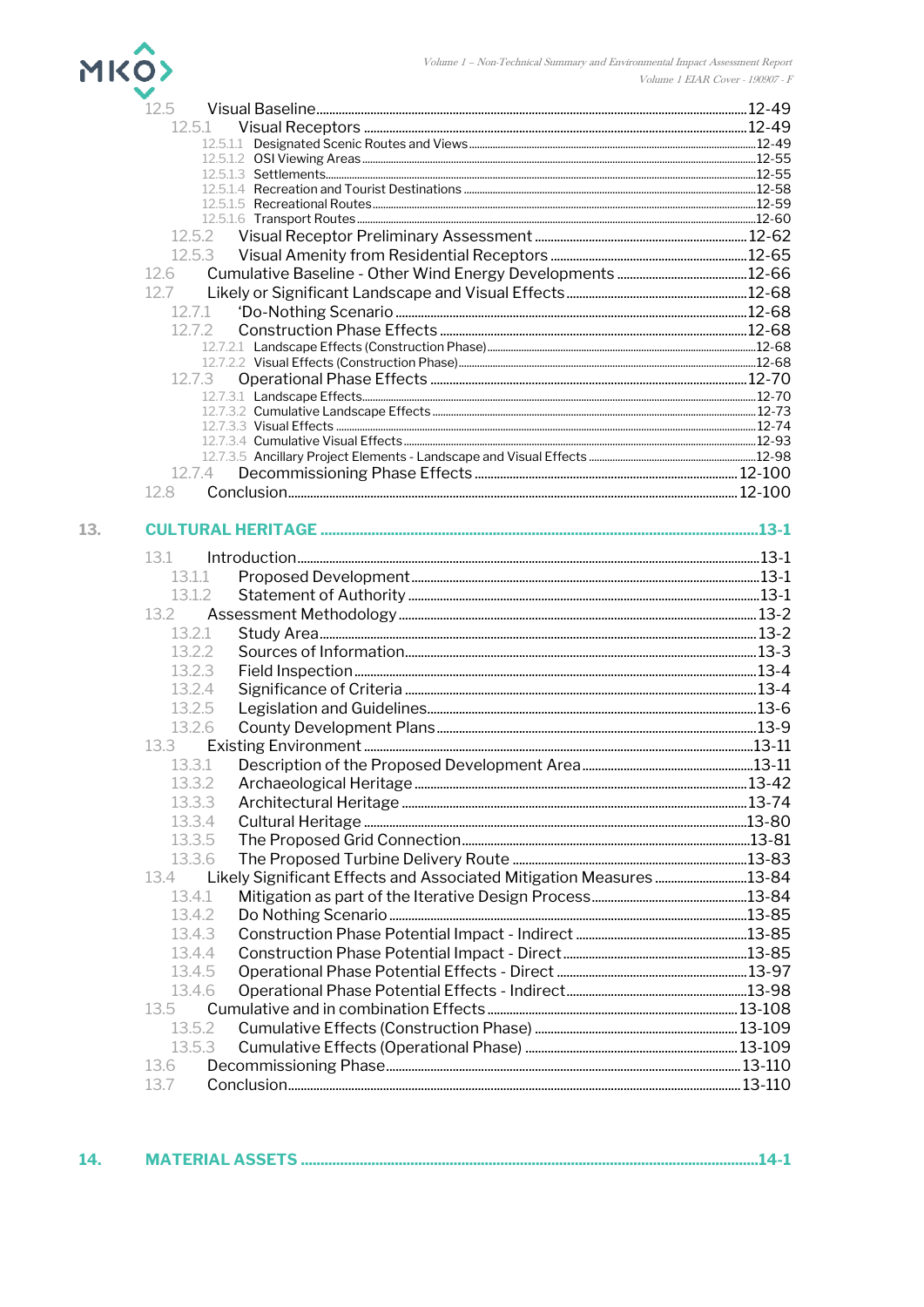12.5 Visual Baseline ....................12-49
12.5.1 Visual Receptors ....................12-49
12.5.1.1 Designated Scenic Routes and Views ....................12-49
12.5.1.2 OSI Viewing Areas ....................12-55
12.5.1.3 Settlements ....................12-55
12.5.1.4 Recreation and Tourist Destinations ....................12-58
12.5.1.5 Recreational Routes ....................12-59
12.5.1.6 Transport Routes ....................12-60
12.5.2 Visual Receptor Preliminary Assessment ....................12-62
12.5.3 Visual Amenity from Residential Receptors ....................12-65
12.6 Cumulative Baseline - Other Wind Energy Developments ....................12-66
12.7 Likely or Significant Landscape and Visual Effects ....................12-68
12.7.1 'Do-Nothing Scenario ....................12-68
12.7.2 Construction Phase Effects ....................12-68
12.7.2.1 Landscape Effects (Construction Phase) ....................12-68
12.7.2.2 Visual Effects (Construction Phase) ....................12-68
12.7.3 Operational Phase Effects ....................12-70
12.7.3.1 Landscape Effects ....................12-70
12.7.3.2 Cumulative Landscape Effects ....................12-73
12.7.3.3 Visual Effects ....................12-74
12.7.3.4 Cumulative Visual Effects ....................12-93
12.7.3.5 Ancillary Project Elements - Landscape and Visual Effects ....................12-98
12.7.4 Decommissioning Phase Effects ....................12-100
12.8 Conclusion ....................12-100

**13. CULTURAL HERITAGE ....................13-1**

13.1 Introduction ....................13-1
13.1.1 Proposed Development ....................13-1
13.1.2 Statement of Authority ....................13-1
13.2 Assessment Methodology ....................13-2
13.2.1 Study Area ....................13-2
13.2.2 Sources of Information ....................13-3
13.2.3 Field Inspection ....................13-4
13.2.4 Significance of Criteria ....................13-4
13.2.5 Legislation and Guidelines ....................13-6
13.2.6 County Development Plans ....................13-9
13.3 Existing Environment ....................13-11
13.3.1 Description of the Proposed Development Area ....................13-11
13.3.2 Archaeological Heritage ....................13-42
13.3.3 Architectural Heritage ....................13-74
13.3.4 Cultural Heritage ....................13-80
13.3.5 The Proposed Grid Connection ....................13-81
13.3.6 The Proposed Turbine Delivery Route ....................13-83
13.4 Likely Significant Effects and Associated Mitigation Measures ....................13-84
13.4.1 Mitigation as part of the Iterative Design Process ....................13-84
13.4.2 Do Nothing Scenario ....................13-85
13.4.3 Construction Phase Potential Impact - Indirect ....................13-85
13.4.4 Construction Phase Potential Impact - Direct ....................13-85
13.4.5 Operational Phase Potential Effects - Direct ....................13-97
13.4.6 Operational Phase Potential Effects - Indirect ....................13-98
13.5 Cumulative and in combination Effects ....................13-108
13.5.2 Cumulative Effects (Construction Phase) ....................13-109
13.5.3 Cumulative Effects (Operational Phase) ....................13-109
13.6 Decommissioning Phase ....................13-110
13.7 Conclusion ....................13-110

**14. MATERIAL ASSETS ....................14-1**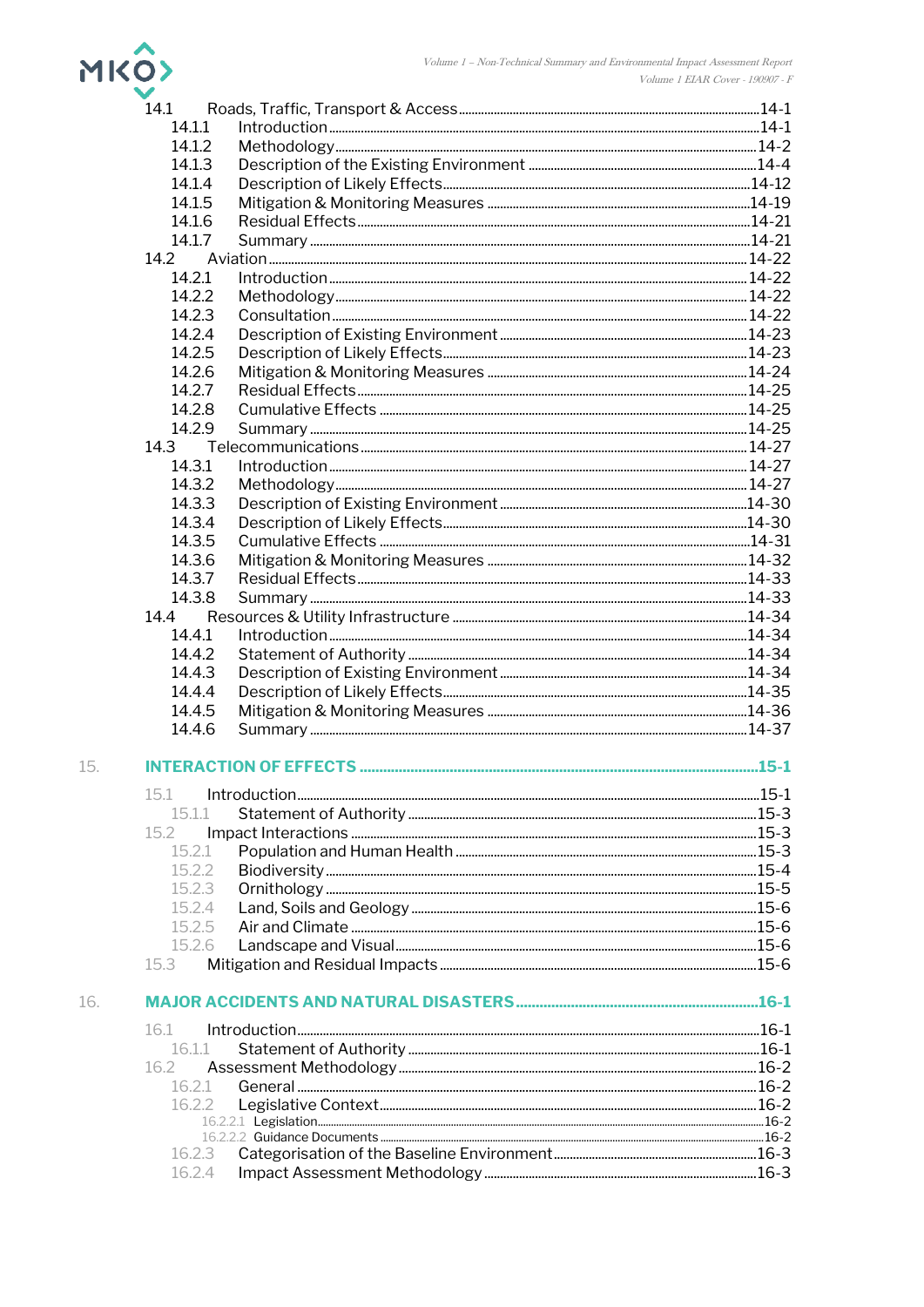14.1 Roads, Traffic, Transport & Access ....................................................................................14-1
- 14.1.1 Introduction ....................................................................................14-1
- 14.1.2 Methodology ....................................................................................14-2
- 14.1.3 Description of the Existing Environment ....................................................................................14-4
- 14.1.4 Description of Likely Effects ....................................................................................14-12
- 14.1.5 Mitigation & Monitoring Measures ....................................................................................14-19
- 14.1.6 Residual Effects ....................................................................................14-21
- 14.1.7 Summary ....................................................................................14-21

14.2 Aviation ....................................................................................14-22
- 14.2.1 Introduction ....................................................................................14-22
- 14.2.2 Methodology ....................................................................................14-22
- 14.2.3 Consultation ....................................................................................14-22
- 14.2.4 Description of Existing Environment ....................................................................................14-23
- 14.2.5 Description of Likely Effects ....................................................................................14-23
- 14.2.6 Mitigation & Monitoring Measures ....................................................................................14-24
- 14.2.7 Residual Effects ....................................................................................14-25
- 14.2.8 Cumulative Effects ....................................................................................14-25
- 14.2.9 Summary ....................................................................................14-25

14.3 Telecommunications ....................................................................................14-27
- 14.3.1 Introduction ....................................................................................14-27
- 14.3.2 Methodology ....................................................................................14-27
- 14.3.3 Description of Existing Environment ....................................................................................14-30
- 14.3.4 Description of Likely Effects ....................................................................................14-30
- 14.3.5 Cumulative Effects ....................................................................................14-31
- 14.3.6 Mitigation & Monitoring Measures ....................................................................................14-32
- 14.3.7 Residual Effects ....................................................................................14-33
- 14.3.8 Summary ....................................................................................14-33

14.4 Resources & Utility Infrastructure ....................................................................................14-34
- 14.4.1 Introduction ....................................................................................14-34
- 14.4.2 Statement of Authority ....................................................................................14-34
- 14.4.3 Description of Existing Environment ....................................................................................14-34
- 14.4.4 Description of Likely Effects ....................................................................................14-35
- 14.4.5 Mitigation & Monitoring Measures ....................................................................................14-36
- 14.4.6 Summary ....................................................................................14-37

## 15. INTERACTION OF EFFECTS ....................................................................................15-1

15.1 Introduction ....................................................................................15-1
- 15.1.1 Statement of Authority ....................................................................................15-3

15.2 Impact Interactions ....................................................................................15-3
- 15.2.1 Population and Human Health ....................................................................................15-3
- 15.2.2 Biodiversity ....................................................................................15-4
- 15.2.3 Ornithology ....................................................................................15-5
- 15.2.4 Land, Soils and Geology ....................................................................................15-6
- 15.2.5 Air and Climate ....................................................................................15-6
- 15.2.6 Landscape and Visual ....................................................................................15-6

15.3 Mitigation and Residual Impacts ....................................................................................15-6

## 16. MAJOR ACCIDENTS AND NATURAL DISASTERS ....................................................................................16-1

16.1 Introduction ....................................................................................16-1
- 16.1.1 Statement of Authority ....................................................................................16-1

16.2 Assessment Methodology ....................................................................................16-2
- 16.2.1 General ....................................................................................16-2
- 16.2.2 Legislative Context ....................................................................................16-2
  - 16.2.2.1 Legislation ....................................................................................16-2
  - 16.2.2.2 Guidance Documents ....................................................................................16-2
- 16.2.3 Categorisation of the Baseline Environment ....................................................................................16-3
- 16.2.4 Impact Assessment Methodology ....................................................................................16-3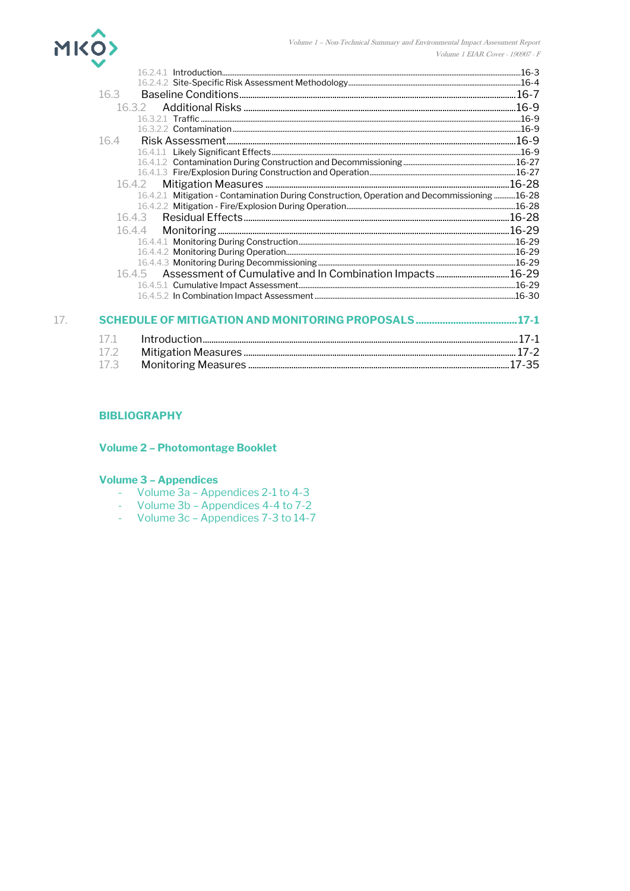16.2.4.1 Introduction ....................................................................................................16-3
16.2.4.2 Site-Specific Risk Assessment Methodology ....................................................16-4

16.3 Baseline Conditions ....................................................................................................16-7

16.3.2 Additional Risks ....................................................................................................16-9

16.3.2.1 Traffic ....................................................................................................16-9
16.3.2.2 Contamination ....................................................................................................16-9

16.4 Risk Assessment ....................................................................................................16-9

16.4.1.1 Likely Significant Effects ....................................................................................................16-9
16.4.1.2 Contamination During Construction and Decommissioning ....................................................16-27
16.4.1.3 Fire/Explosion During Construction and Operation ....................................................16-27

16.4.2 Mitigation Measures ....................................................................................................16-28

16.4.2.1 Mitigation - Contamination During Construction, Operation and Decommissioning ....................16-28
16.4.2.2 Mitigation - Fire/Explosion During Operation ....................................................16-28

16.4.3 Residual Effects ....................................................................................................16-28

16.4.4 Monitoring ....................................................................................................16-29

16.4.4.1 Monitoring During Construction ....................................................................................................16-29
16.4.4.2 Monitoring During Operation ....................................................................................................16-29
16.4.4.3 Monitoring During Decommissioning ....................................................................................................16-29

16.4.5 Assessment of Cumulative and In Combination Impacts ....................................................16-29

16.4.5.1 Cumulative Impact Assessment ....................................................................................................16-29
16.4.5.2 In Combination Impact Assessment ....................................................................................................16-30

**17. SCHEDULE OF MITIGATION AND MONITORING PROPOSALS ....................................................17-1**

17.1 Introduction ....................................................................................................17-1
17.2 Mitigation Measures ....................................................................................................17-2
17.3 Monitoring Measures ....................................................................................................17-35

**BIBLIOGRAPHY**

**Volume 2 – Photomontage Booklet**

**Volume 3 – Appendices**

- Volume 3a – Appendices 2-1 to 4-3
- Volume 3b – Appendices 4-4 to 7-2
- Volume 3c – Appendices 7-3 to 14-7